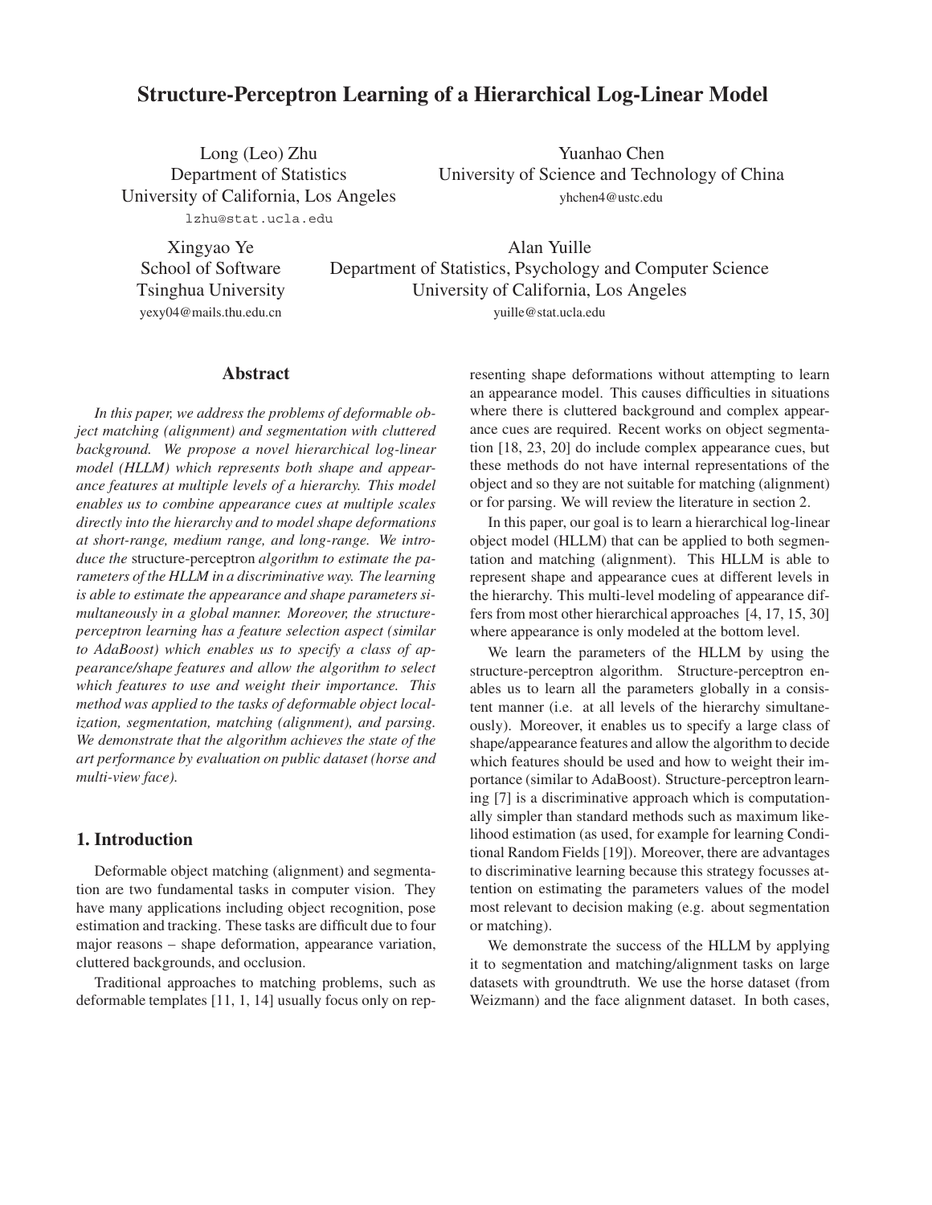# Structure-Perceptron Learning of a Hierarchical Log-Linear Model

Long (Leo) Zhu
Department of Statistics
University of California, Los Angeles
lzhu@stat.ucla.edu

Yuanhao Chen
University of Science and Technology of China
yhchen4@ustc.edu

Xingyao Ye
School of Software
Tsinghua University
yexy04@mails.thu.edu.cn

Alan Yuille
Department of Statistics, Psychology and Computer Science
University of California, Los Angeles
yuille@stat.ucla.edu

## Abstract

*In this paper, we address the problems of deformable object matching (alignment) and segmentation with cluttered background. We propose a novel hierarchical log-linear model (HLLM) which represents both shape and appearance features at multiple levels of a hierarchy. This model enables us to combine appearance cues at multiple scales directly into the hierarchy and to model shape deformations at short-range, medium range, and long-range. We introduce the* structure-perceptron *algorithm to estimate the parameters of the HLLM in a discriminative way. The learning is able to estimate the appearance and shape parameters simultaneously in a global manner. Moreover, the structure-perceptron learning has a feature selection aspect (similar to AdaBoost) which enables us to specify a class of appearance/shape features and allow the algorithm to select which features to use and weight their importance. This method was applied to the tasks of deformable object localization, segmentation, matching (alignment), and parsing. We demonstrate that the algorithm achieves the state of the art performance by evaluation on public dataset (horse and multi-view face).*

## 1. Introduction

Deformable object matching (alignment) and segmentation are two fundamental tasks in computer vision. They have many applications including object recognition, pose estimation and tracking. These tasks are difficult due to four major reasons – shape deformation, appearance variation, cluttered backgrounds, and occlusion.

Traditional approaches to matching problems, such as deformable templates [11, 1, 14] usually focus only on representing shape deformations without attempting to learn an appearance model. This causes difficulties in situations where there is cluttered background and complex appearance cues are required. Recent works on object segmentation [18, 23, 20] do include complex appearance cues, but these methods do not have internal representations of the object and so they are not suitable for matching (alignment) or for parsing. We will review the literature in section 2.

In this paper, our goal is to learn a hierarchical log-linear object model (HLLM) that can be applied to both segmentation and matching (alignment). This HLLM is able to represent shape and appearance cues at different levels in the hierarchy. This multi-level modeling of appearance differs from most other hierarchical approaches [4, 17, 15, 30] where appearance is only modeled at the bottom level.

We learn the parameters of the HLLM by using the structure-perceptron algorithm. Structure-perceptron enables us to learn all the parameters globally in a consistent manner (i.e. at all levels of the hierarchy simultaneously). Moreover, it enables us to specify a large class of shape/appearance features and allow the algorithm to decide which features should be used and how to weight their importance (similar to AdaBoost). Structure-perceptron learning [7] is a discriminative approach which is computationally simpler than standard methods such as maximum likelihood estimation (as used, for example for learning Conditional Random Fields [19]). Moreover, there are advantages to discriminative learning because this strategy focusses attention on estimating the parameters values of the model most relevant to decision making (e.g. about segmentation or matching).

We demonstrate the success of the HLLM by applying it to segmentation and matching/alignment tasks on large datasets with groundtruth. We use the horse dataset (from Weizmann) and the face alignment dataset. In both cases,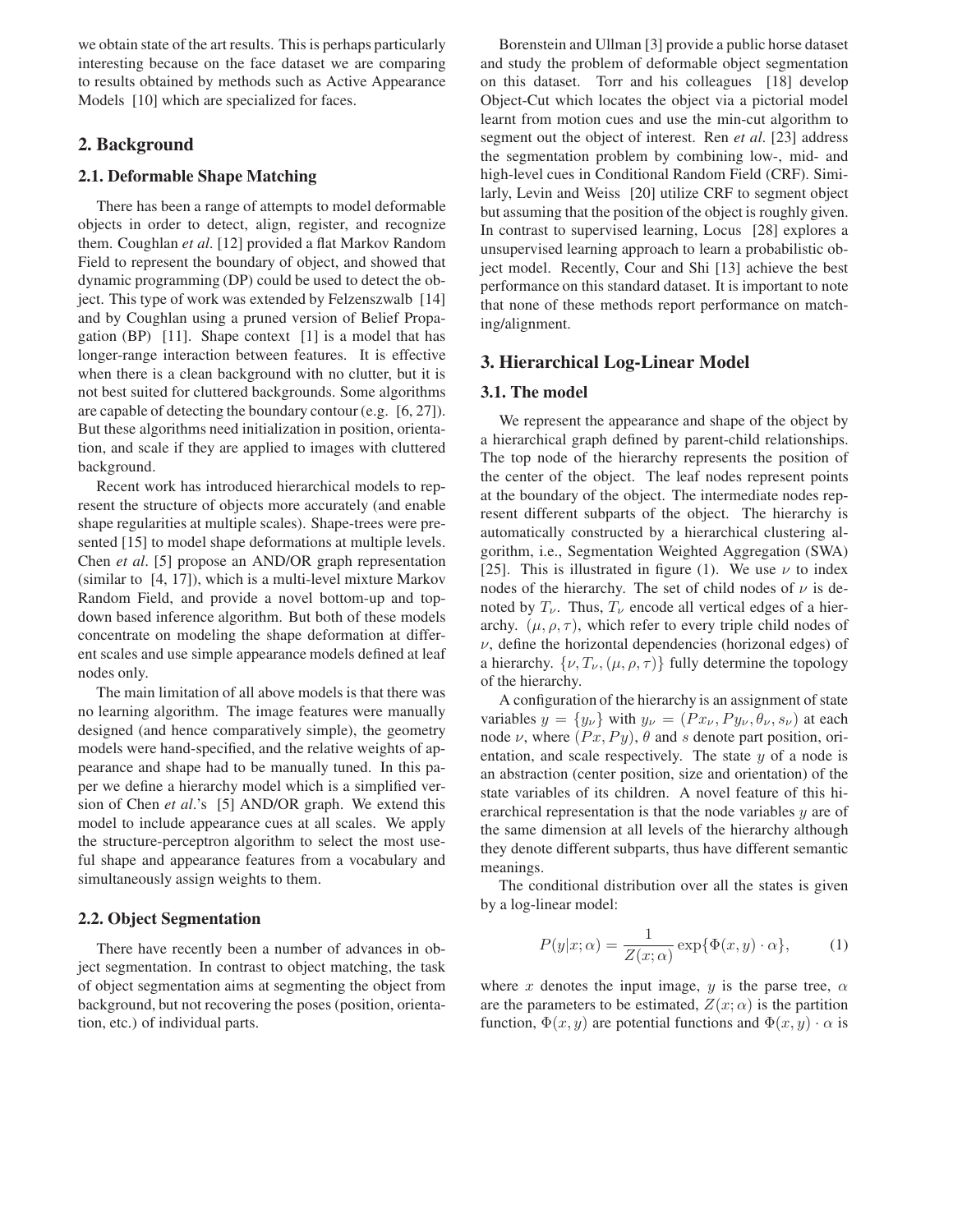we obtain state of the art results. This is perhaps particularly interesting because on the face dataset we are comparing to results obtained by methods such as Active Appearance Models [10] which are specialized for faces.

## 2. Background

### 2.1. Deformable Shape Matching

There has been a range of attempts to model deformable objects in order to detect, align, register, and recognize them. Coughlan *et al*. [12] provided a flat Markov Random Field to represent the boundary of object, and showed that dynamic programming (DP) could be used to detect the object. This type of work was extended by Felzenszwalb [14] and by Coughlan using a pruned version of Belief Propagation (BP) [11]. Shape context [1] is a model that has longer-range interaction between features. It is effective when there is a clean background with no clutter, but it is not best suited for cluttered backgrounds. Some algorithms are capable of detecting the boundary contour (e.g. [6, 27]). But these algorithms need initialization in position, orientation, and scale if they are applied to images with cluttered background.

Recent work has introduced hierarchical models to represent the structure of objects more accurately (and enable shape regularities at multiple scales). Shape-trees were presented [15] to model shape deformations at multiple levels. Chen *et al*. [5] propose an AND/OR graph representation (similar to [4, 17]), which is a multi-level mixture Markov Random Field, and provide a novel bottom-up and top-down based inference algorithm. But both of these models concentrate on modeling the shape deformation at different scales and use simple appearance models defined at leaf nodes only.

The main limitation of all above models is that there was no learning algorithm. The image features were manually designed (and hence comparatively simple), the geometry models were hand-specified, and the relative weights of appearance and shape had to be manually tuned. In this paper we define a hierarchy model which is a simplified version of Chen *et al*.'s [5] AND/OR graph. We extend this model to include appearance cues at all scales. We apply the structure-perceptron algorithm to select the most useful shape and appearance features from a vocabulary and simultaneously assign weights to them.

### 2.2. Object Segmentation

There have recently been a number of advances in object segmentation. In contrast to object matching, the task of object segmentation aims at segmenting the object from background, but not recovering the poses (position, orientation, etc.) of individual parts.

Borenstein and Ullman [3] provide a public horse dataset and study the problem of deformable object segmentation on this dataset. Torr and his colleagues [18] develop Object-Cut which locates the object via a pictorial model learnt from motion cues and use the min-cut algorithm to segment out the object of interest. Ren *et al*. [23] address the segmentation problem by combining low-, mid- and high-level cues in Conditional Random Field (CRF). Similarly, Levin and Weiss [20] utilize CRF to segment object but assuming that the position of the object is roughly given. In contrast to supervised learning, Locus [28] explores a unsupervised learning approach to learn a probabilistic object model. Recently, Cour and Shi [13] achieve the best performance on this standard dataset. It is important to note that none of these methods report performance on matching/alignment.

## 3. Hierarchical Log-Linear Model

### 3.1. The model

We represent the appearance and shape of the object by a hierarchical graph defined by parent-child relationships. The top node of the hierarchy represents the position of the center of the object. The leaf nodes represent points at the boundary of the object. The intermediate nodes represent different subparts of the object. The hierarchy is automatically constructed by a hierarchical clustering algorithm, i.e., Segmentation Weighted Aggregation (SWA) [25]. This is illustrated in figure (1). We use $\nu$ to index nodes of the hierarchy. The set of child nodes of $\nu$ is denoted by $T_\nu$. Thus, $T_\nu$ encode all vertical edges of a hierarchy. $(\mu, \rho, \tau)$, which refer to every triple child nodes of $\nu$, define the horizontal dependencies (horizonal edges) of a hierarchy. $\{\nu, T_\nu, (\mu, \rho, \tau)\}$ fully determine the topology of the hierarchy.

A configuration of the hierarchy is an assignment of state variables $y = \{y_\nu\}$ with $y_\nu = (Px_\nu, Py_\nu, \theta_\nu, s_\nu)$ at each node $\nu$, where $(Px, Py)$, $\theta$ and $s$ denote part position, orientation, and scale respectively. The state $y$ of a node is an abstraction (center position, size and orientation) of the state variables of its children. A novel feature of this hierarchical representation is that the node variables $y$ are of the same dimension at all levels of the hierarchy although they denote different subparts, thus have different semantic meanings.

The conditional distribution over all the states is given by a log-linear model:

$$P(y|x; \alpha) = \frac{1}{Z(x; \alpha)} \exp\{\Phi(x, y) \cdot \alpha\}, \tag{1}$$

where $x$ denotes the input image, $y$ is the parse tree, $\alpha$ are the parameters to be estimated, $Z(x; \alpha)$ is the partition function, $\Phi(x, y)$ are potential functions and $\Phi(x, y) \cdot \alpha$ is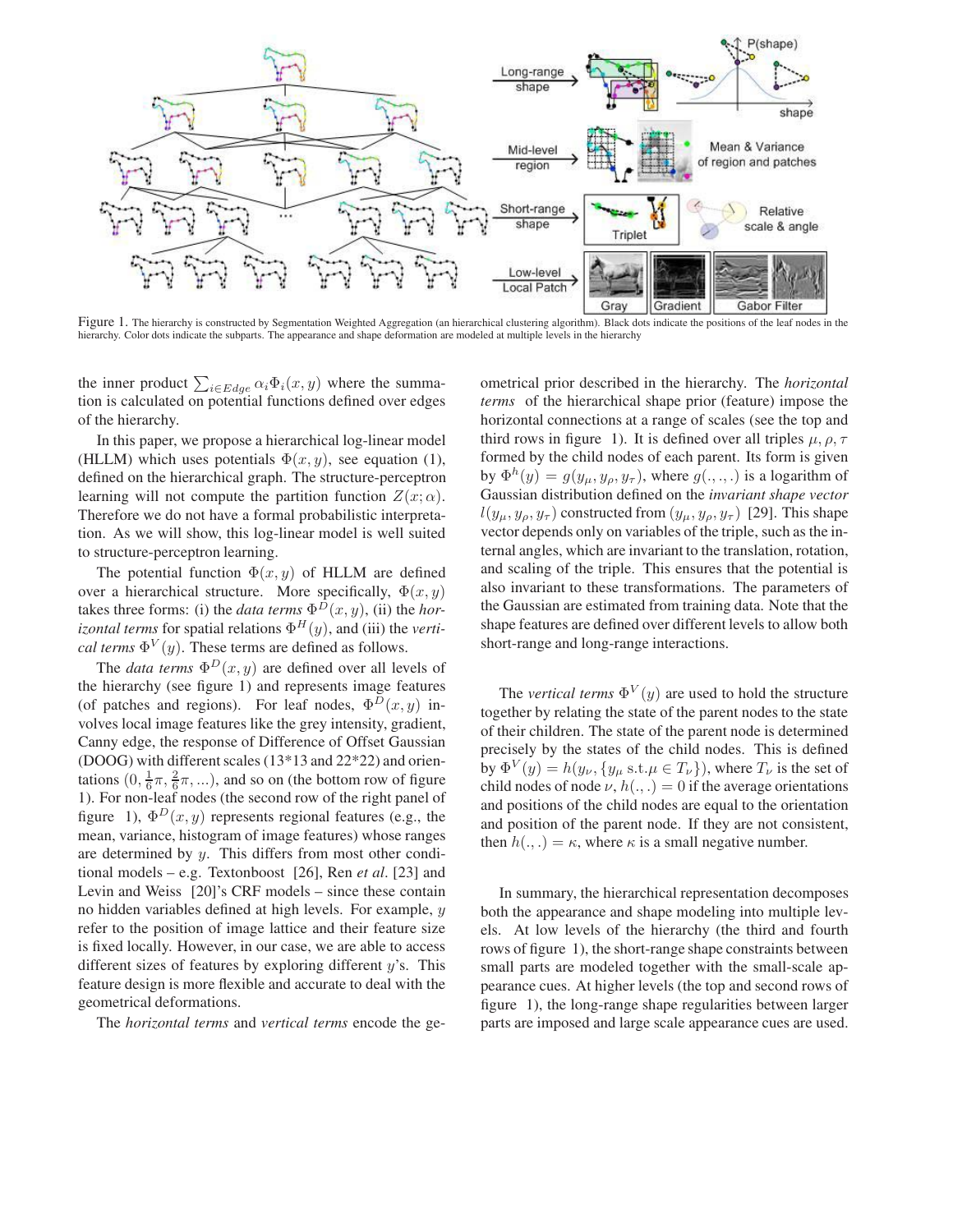Figure 1. The hierarchy is constructed by Segmentation Weighted Aggregation (an hierarchical clustering algorithm). Black dots indicate the positions of the leaf nodes in the hierarchy. Color dots indicate the subparts. The appearance and shape deformation are modeled at multiple levels in the hierarchy

the inner product $\sum_{i \in Edge} \alpha_i \Phi_i(x, y)$ where the summation is calculated on potential functions defined over edges of the hierarchy.

In this paper, we propose a hierarchical log-linear model (HLLM) which uses potentials $\Phi(x, y)$, see equation (1), defined on the hierarchical graph. The structure-perceptron learning will not compute the partition function $Z(x; \alpha)$. Therefore we do not have a formal probabilistic interpretation. As we will show, this log-linear model is well suited to structure-perceptron learning.

The potential function $\Phi(x, y)$ of HLLM are defined over a hierarchical structure. More specifically, $\Phi(x, y)$ takes three forms: (i) the *data terms* $\Phi^D(x, y)$, (ii) the *horizontal terms* for spatial relations $\Phi^H(y)$, and (iii) the *vertical terms* $\Phi^V(y)$. These terms are defined as follows.

The *data terms* $\Phi^D(x, y)$ are defined over all levels of the hierarchy (see figure 1) and represents image features (of patches and regions). For leaf nodes, $\Phi^D(x, y)$ involves local image features like the grey intensity, gradient, Canny edge, the response of Difference of Offset Gaussian (DOOG) with different scales (13*13 and 22*22) and orientations $(0, \frac{1}{6}\pi, \frac{2}{6}\pi, ...)$, and so on (the bottom row of figure 1). For non-leaf nodes (the second row of the right panel of figure 1), $\Phi^D(x, y)$ represents regional features (e.g., the mean, variance, histogram of image features) whose ranges are determined by $y$. This differs from most other conditional models – e.g. Textonboost [26], Ren *et al*. [23] and Levin and Weiss [20]'s CRF models – since these contain no hidden variables defined at high levels. For example, $y$ refer to the position of image lattice and their feature size is fixed locally. However, in our case, we are able to use different sizes of features by exploring different $y$'s. This feature design is more flexible and accurate to deal with the geometrical deformations.

The *horizontal terms* and *vertical terms* encode the geometrical prior described in the hierarchy. The *horizontal terms* of the hierarchical shape prior (feature) impose the horizontal connections at a range of scales (see the top and third rows in figure 1). It is defined over all triples $\mu, \rho, \tau$ formed by the child nodes of each parent. Its form is given by $\Phi^h(y) = g(y_\mu, y_\rho, y_\tau)$, where $g(.,.,.)$ is a logarithm of Gaussian distribution defined on the *invariant shape vector* $l(y_\mu, y_\rho, y_\tau)$ constructed from $(y_\mu, y_\rho, y_\tau)$ [29]. This shape vector depends only on variables of the triple, such as the internal angles, which are invariant to the translation, rotation, and scaling of the triple. This ensures that the potential is also invariant to these transformations. The parameters of the Gaussian are estimated from training data. Note that the shape features are defined over different levels to allow both short-range and long-range interactions.

The *vertical terms* $\Phi^V(y)$ are used to hold the structure together by relating the state of the parent nodes to the state of their children. The state of the parent node is determined precisely by the states of the child nodes. This is defined by $\Phi^V(y) = h(y_\nu, \{y_\mu \text{ s.t.} \mu \in T_\nu\})$, where $T_\nu$ is the set of child nodes of node $\nu$, $h(.,.) = 0$ if the average orientations and positions of the child nodes are equal to the orientation and position of the parent node. If they are not consistent, then $h(.,.) = \kappa$, where $\kappa$ is a small negative number.

In summary, the hierarchical representation decomposes both the appearance and shape modeling into multiple levels. At low levels of the hierarchy (the third and fourth rows of figure 1), the short-range shape constraints between small parts are modeled together with the small-scale appearance cues. At higher levels (the top and second rows of figure 1), the long-range shape regularities between larger parts are imposed and large scale appearance cues are used.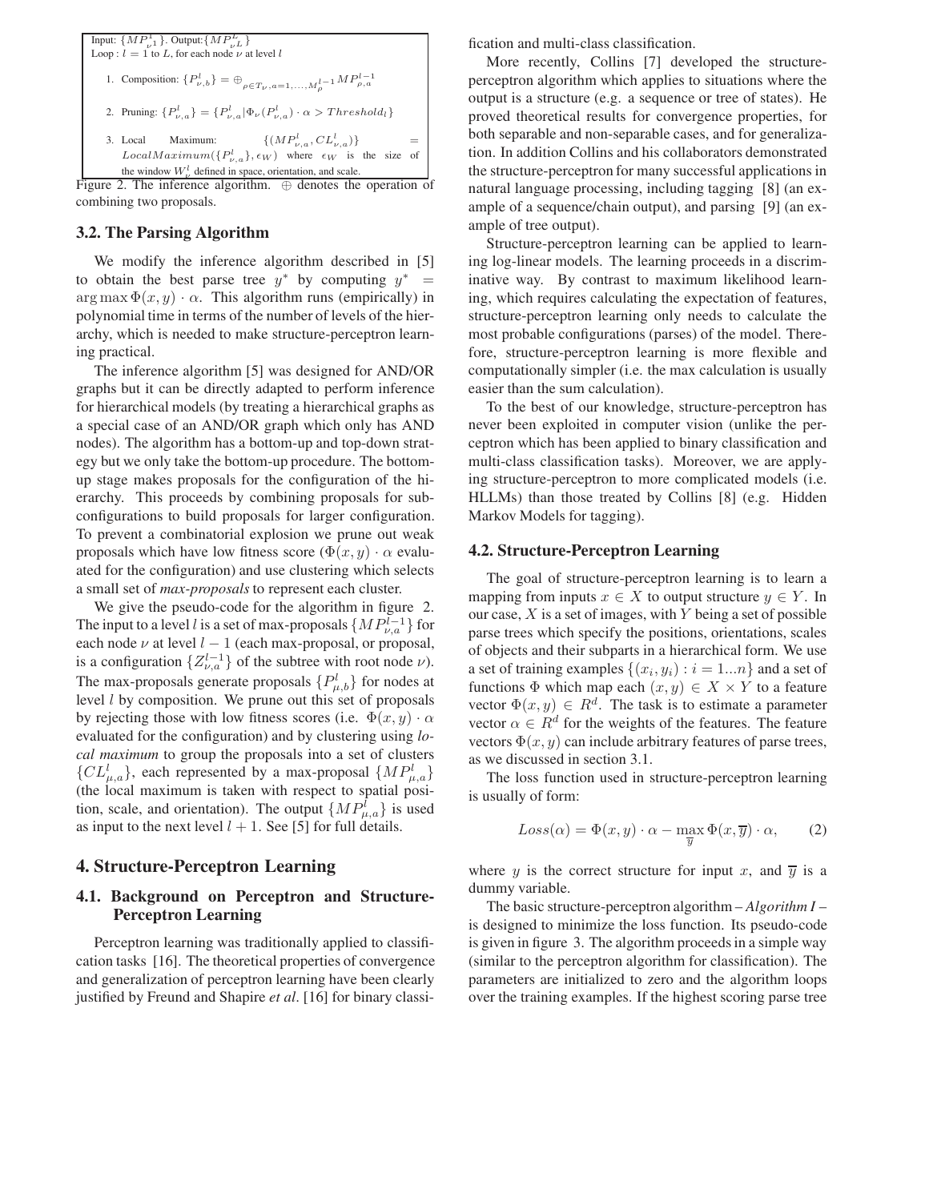Input: $\{MP^1_{\nu 1}\}$. Output: $\{MP^L_{\nu L}\}$
Loop : $l = 1$ to $L$, for each node $\nu$ at level $l$

1. Composition: $\{P^l_{\nu,b}\} = \oplus_{\rho \in T_\nu, a=1,\ldots,M^{l-1}_\rho} MP^{l-1}_{\rho,a}$
2. Pruning: $\{P^l_{\nu,a}\} = \{P^l_{\nu,a} | \Phi_\nu(P^l_{\nu,a}) \cdot \alpha > Threshold_l\}$
3. Local Maximum: $\{(MP^l_{\nu,a}, CL^l_{\nu,a})\} = LocalMaximum(\{P^l_{\nu,a}\}, \epsilon_W)$ where $\epsilon_W$ is the size of the window $W^l_\nu$ defined in space, orientation, and scale.

Figure 2. The inference algorithm. $\oplus$ denotes the operation of combining two proposals.

### 3.2. The Parsing Algorithm

We modify the inference algorithm described in [5] to obtain the best parse tree $y^*$ by computing $y^* = \arg\max \Phi(x, y) \cdot \alpha$. This algorithm runs (empirically) in polynomial time in terms of the number of levels of the hierarchy, which is needed to make structure-perceptron learning practical.

The inference algorithm [5] was designed for AND/OR graphs but it can be directly adapted to perform inference for hierarchical models (by treating a hierarchical graphs as a special case of an AND/OR graph which only has AND nodes). The algorithm has a bottom-up and top-down strategy but we only take the bottom-up procedure. The bottom-up stage makes proposals for the configuration of the hierarchy. This proceeds by combining proposals for sub-configurations to build proposals for larger configuration. To prevent a combinatorial explosion we prune out weak proposals which have low fitness score ($\Phi(x, y) \cdot \alpha$ evaluated for the configuration) and use clustering which selects a small set of *max-proposals* to represent each cluster.

We give the pseudo-code for the algorithm in figure 2. The input to a level $l$ is a set of max-proposals $\{MP^{l-1}_{\nu,a}\}$ for each node $\nu$ at level $l-1$ (each max-proposal, or proposal, is a configuration $\{Z^{l-1}_{\nu,a}\}$ of the subtree with root node $\nu$). The max-proposals generate proposals $\{P^l_{\mu,b}\}$ for nodes at level $l$ by composition. We prune out this set of proposals by rejecting those with low fitness scores (i.e. $\Phi(x, y) \cdot \alpha$ evaluated for the configuration) and by clustering using *local maximum* to group the proposals into a set of clusters $\{CL^l_{\mu,a}\}$, each represented by a max-proposal $\{MP^l_{\mu,a}\}$ (the local maximum is taken with respect to spatial position, scale, and orientation). The output $\{MP^l_{\mu,a}\}$ is used as input to the next level $l + 1$. See [5] for full details.

## 4. Structure-Perceptron Learning

### 4.1. Background on Perceptron and Structure-Perceptron Learning

Perceptron learning was traditionally applied to classification tasks [16]. The theoretical properties of convergence and generalization of perceptron learning have been clearly justified by Freund and Shapire *et al*. [16] for binary classification and multi-class classification.

More recently, Collins [7] developed the structure-perceptron algorithm which applies to situations where the output is a structure (e.g. a sequence or tree of states). He proved theoretical results for convergence properties, for both separable and non-separable cases, and for generalization. In addition Collins and his collaborators demonstrated the structure-perceptron for many successful applications in natural language processing, including tagging [8] (an example of a sequence/chain output), and parsing [9] (an example of tree output).

Structure-perceptron learning can be applied to learning log-linear models. The learning proceeds in a discriminative way. By contrast to maximum likelihood learning, which requires calculating the expectation of features, structure-perceptron learning only needs to calculate the most probable configurations (parses) of the model. Therefore, structure-perceptron learning is more flexible and computationally simpler (i.e. the max calculation is usually easier than the sum calculation).

To the best of our knowledge, structure-perceptron has never been exploited in computer vision (unlike the perceptron which has been applied to binary classification and multi-class classification tasks). Moreover, we are applying structure-perceptron to more complicated models (i.e. HLLMs) than those treated by Collins [8] (e.g. Hidden Markov Models for tagging).

### 4.2. Structure-Perceptron Learning

The goal of structure-perceptron learning is to learn a mapping from inputs $x \in X$ to output structure $y \in Y$. In our case, $X$ is a set of images, with $Y$ being a set of possible parse trees which specify the positions, orientations, scales of objects and their subparts in a hierarchical form. We use a set of training examples $\{(x_i, y_i) : i = 1...n\}$ and a set of functions $\Phi$ which map each $(x, y) \in X \times Y$ to a feature vector $\Phi(x, y) \in R^d$. The task is to estimate a parameter vector $\alpha \in R^d$ for the weights of the features. The feature vectors $\Phi(x, y)$ can include arbitrary features of parse trees, as we discussed in section 3.1.

The loss function used in structure-perceptron learning is usually of form:

$$Loss(\alpha) = \Phi(x, y) \cdot \alpha - \max_{\overline{y}} \Phi(x, \overline{y}) \cdot \alpha, \qquad (2)$$

where $y$ is the correct structure for input $x$, and $\overline{y}$ is a dummy variable.

The basic structure-perceptron algorithm – *Algorithm I* – is designed to minimize the loss function. Its pseudo-code is given in figure 3. The algorithm proceeds in a simple way (similar to the perceptron algorithm for classification). The parameters are initialized to zero and the algorithm loops over the training examples. If the highest scoring parse tree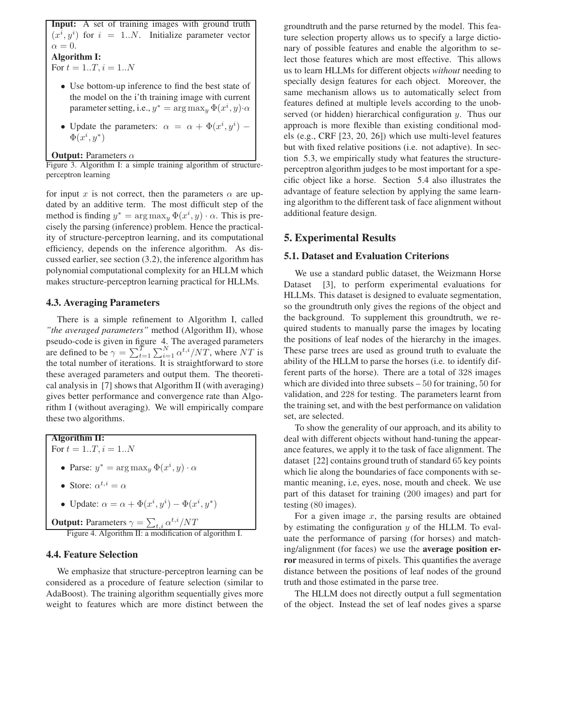**Input:** A set of training images with ground truth $(x^i, y^i)$ for $i = 1..N$. Initialize parameter vector $\alpha = 0$.

**Algorithm I:**

For $t = 1..T, i = 1..N$

- Use bottom-up inference to find the best state of the model on the i'th training image with current parameter setting, i.e., $y^* = \arg\max_y \Phi(x^i, y) \cdot \alpha$
- Update the parameters: $\alpha = \alpha + \Phi(x^i, y^i) - \Phi(x^i, y^*)$

**Output:** Parameters $\alpha$

Figure 3. Algorithm I: a simple training algorithm of structure-perceptron learning

for input $x$ is not correct, then the parameters $\alpha$ are updated by an additive term. The most difficult step of the method is finding $y^* = \arg\max_y \Phi(x^i, y) \cdot \alpha$. This is precisely the parsing (inference) problem. Hence the practicality of structure-perceptron learning, and its computational efficiency, depends on the inference algorithm. As discussed earlier, see section (3.2), the inference algorithm has polynomial computational complexity for an HLLM which makes structure-perceptron learning practical for HLLMs.

### 4.3. Averaging Parameters

There is a simple refinement to Algorithm I, called *"the averaged parameters"* method (Algorithm II), whose pseudo-code is given in figure 4. The averaged parameters are defined to be $\gamma = \sum_{t=1}^{T} \sum_{i=1}^{N} \alpha^{t,i}/NT$, where $NT$ is the total number of iterations. It is straightforward to store these averaged parameters and output them. The theoretical analysis in [7] shows that Algorithm II (with averaging) gives better performance and convergence rate than Algorithm I (without averaging). We will empirically compare these two algorithms.

**Algorithm II:**

For $t = 1..T, i = 1..N$

- Parse: $y^* = \arg\max_y \Phi(x^i, y) \cdot \alpha$
- Store: $\alpha^{t,i} = \alpha$
- Update: $\alpha = \alpha + \Phi(x^i, y^i) - \Phi(x^i, y^*)$

**Output:** Parameters $\gamma = \sum_{t,i} \alpha^{t,i}/NT$

Figure 4. Algorithm II: a modification of algorithm I.

### 4.4. Feature Selection

We emphasize that structure-perceptron learning can be considered as a procedure of feature selection (similar to AdaBoost). The training algorithm sequentially gives more weight to features which are more distinct between the groundtruth and the parse returned by the model. This feature selection property allows us to specify a large dictionary of possible features and enable the algorithm to select those features which are most effective. This allows us to learn HLLMs for different objects *without* needing to specially design features for each object. Moreover, the same mechanism allows us to automatically select from features defined at multiple levels according to the unobserved (or hidden) hierarchical configuration $y$. Thus our approach is more flexible than existing conditional models (e.g., CRF [23, 20, 26]) which use multi-level features but with fixed relative positions (i.e. not adaptive). In section 5.3, we empirically study what features the structure-perceptron algorithm judges to be most important for a specific object like a horse. Section 5.4 also illustrates the advantage of feature selection by applying the same learning algorithm to the different task of face alignment without additional feature design.

## 5. Experimental Results

### 5.1. Dataset and Evaluation Criterions

We use a standard public dataset, the Weizmann Horse Dataset [3], to perform experimental evaluations for HLLMs. This dataset is designed to evaluate segmentation, so the groundtruth only gives the regions of the object and the background. To supplement this groundtruth, we required students to manually parse the images by locating the positions of leaf nodes of the hierarchy in the images. These parse trees are used as ground truth to evaluate the ability of the HLLM to parse the horses (i.e. to identify different parts of the horse). There are a total of 328 images which are divided into three subsets – 50 for training, 50 for validation, and 228 for testing. The parameters learnt from the training set, and with the best performance on validation set, are selected.

To show the generality of our approach, and its ability to deal with different objects without hand-tuning the appearance features, we apply it to the task of face alignment. The dataset [22] contains ground truth of standard 65 key points which lie along the boundaries of face components with semantic meaning, i.e, eyes, nose, mouth and cheek. We use part of this dataset for training (200 images) and part for testing (80 images).

For a given image $x$, the parsing results are obtained by estimating the configuration $y$ of the HLLM. To evaluate the performance of parsing (for horses) and matching/alignment (for faces) we use the **average position error** measured in terms of pixels. This quantifies the average distance between the positions of leaf nodes of the ground truth and those estimated in the parse tree.

The HLLM does not directly output a full segmentation of the object. Instead the set of leaf nodes gives a sparse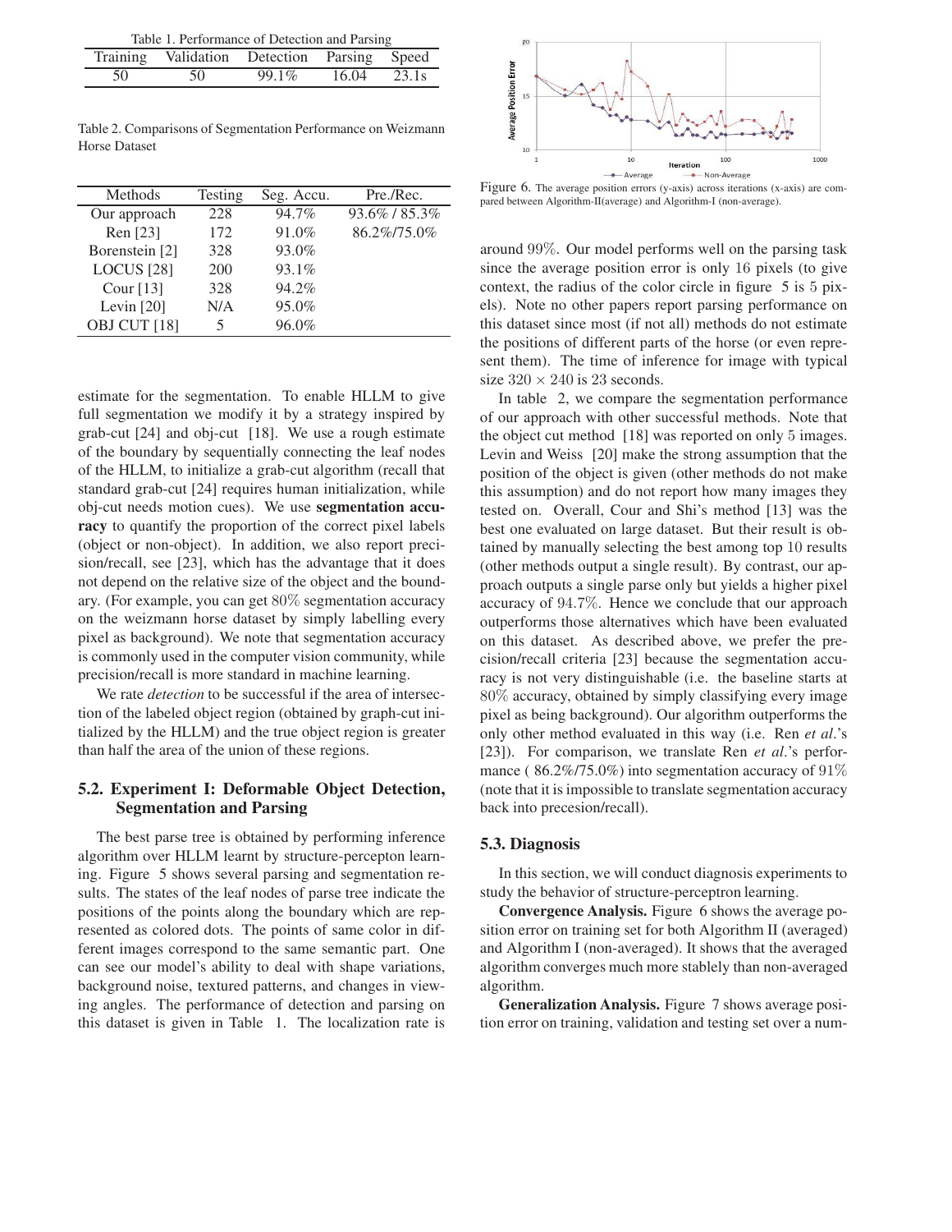Table 1. Performance of Detection and Parsing

| Training | Validation | Detection | Parsing | Speed |
|---|---|---|---|---|
| 50 | 50 | 99.1% | 16.04 | 23.1s |

Table 2. Comparisons of Segmentation Performance on Weizmann Horse Dataset

| Methods | Testing | Seg. Accu. | Pre./Rec. |
|---|---|---|---|
| Our approach | 228 | 94.7% | 93.6% / 85.3% |
| Ren [23] | 172 | 91.0% | 86.2%/75.0% |
| Borenstein [2] | 328 | 93.0% | |
| LOCUS [28] | 200 | 93.1% | |
| Cour [13] | 328 | 94.2% | |
| Levin [20] | N/A | 95.0% | |
| OBJ CUT [18] | 5 | 96.0% | |

estimate for the segmentation. To enable HLLM to give full segmentation we modify it by a strategy inspired by grab-cut [24] and obj-cut [18]. We use a rough estimate of the boundary by sequentially connecting the leaf nodes of the HLLM, to initialize a grab-cut algorithm (recall that standard grab-cut [24] requires human initialization, while obj-cut needs motion cues). We use **segmentation accuracy** to quantify the proportion of the correct pixel labels (object or non-object). In addition, we also report precision/recall, see [23], which has the advantage that it does not depend on the relative size of the object and the boundary. (For example, you can get $80\%$ segmentation accuracy on the weizmann horse dataset by simply labelling every pixel as background). We note that segmentation accuracy is commonly used in the computer vision community, while precision/recall is more standard in machine learning.

We rate *detection* to be successful if the area of intersection of the labeled object region (obtained by graph-cut initialized by the HLLM) and the true object region is greater than half the area of the union of these regions.

## 5.2. Experiment I: Deformable Object Detection, Segmentation and Parsing

The best parse tree is obtained by performing inference algorithm over HLLM learnt by structure-percepton learning. Figure 5 shows several parsing and segmentation results. The states of the leaf nodes of parse tree indicate the positions of the points along the boundary which are represented as colored dots. The points of same color in different images correspond to the same semantic part. One can see our model's ability to deal with shape variations, background noise, textured patterns, and changes in viewing angles. The performance of detection and parsing on this dataset is given in Table 1. The localization rate is around $99\%$. Our model performs well on the parsing task since the average position error is only $16$ pixels (to give context, the radius of the color circle in figure 5 is $5$ pixels). Note no other papers report parsing performance on this dataset since most (if not all) methods do not estimate the positions of different parts of the horse (or even represent them). The time of inference for image with typical size $320 \times 240$ is $23$ seconds.

Figure 6. The average position errors (y-axis) across iterations (x-axis) are compared between Algorithm-II(average) and Algorithm-I (non-average).

In table 2, we compare the segmentation performance of our approach with other successful methods. Note that the object cut method [18] was reported on only $5$ images. Levin and Weiss [20] make the strong assumption that the position of the object is given (other methods do not make this assumption) and do not report how many images they tested on. Overall, Cour and Shi's method [13] was the best one evaluated on large dataset. But their result is obtained by manually selecting the best among top $10$ results (other methods output a single result). By contrast, our approach outputs a single parse only but yields a higher pixel accuracy of $94.7\%$. Hence we conclude that our approach outperforms those alternatives which have been evaluated on this dataset. As described above, we prefer the precision/recall criteria [23] because the segmentation accuracy is not very distinguishable (i.e. the baseline starts at $80\%$ accuracy, obtained by simply classifying every image pixel as being background). Our algorithm outperforms the only other method evaluated in this way (i.e. Ren *et al.*'s [23]). For comparison, we translate Ren *et al.*'s performance ( 86.2%/75.0%) into segmentation accuracy of $91\%$ (note that it is impossible to translate segmentation accuracy back into precesion/recall).

## 5.3. Diagnosis

In this section, we will conduct diagnosis experiments to study the behavior of structure-perceptron learning.

**Convergence Analysis.** Figure 6 shows the average position error on training set for both Algorithm II (averaged) and Algorithm I (non-averaged). It shows that the averaged algorithm converges much more stablely than non-averaged algorithm.

**Generalization Analysis.** Figure 7 shows average position error on training, validation and testing set over a num-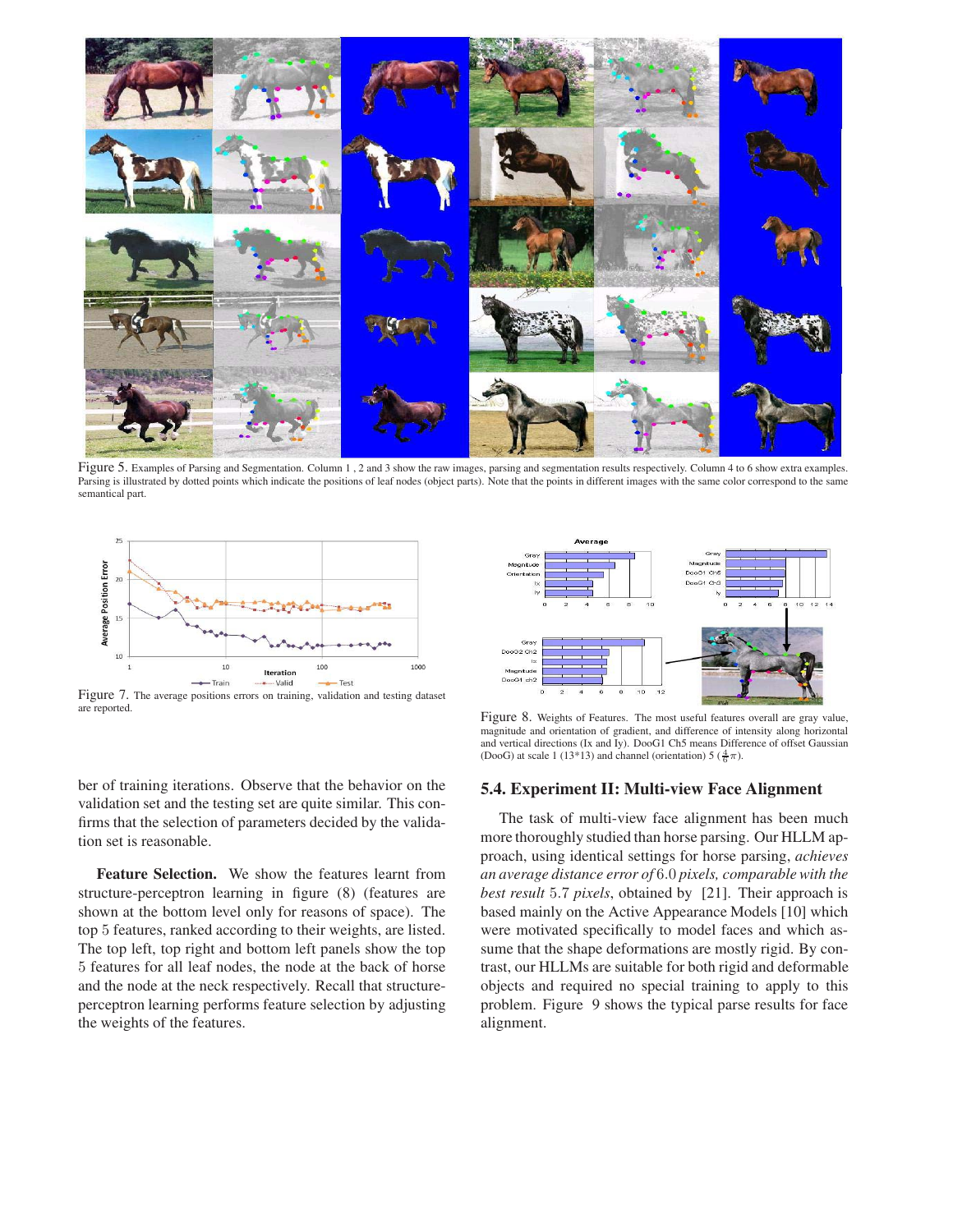Figure 5. Examples of Parsing and Segmentation. Column 1 , 2 and 3 show the raw images, parsing and segmentation results respectively. Column 4 to 6 show extra examples. Parsing is illustrated by dotted points which indicate the positions of leaf nodes (object parts). Note that the points in different images with the same color correspond to the same semantical part.

Figure 7. The average positions errors on training, validation and testing dataset are reported.

Figure 8. Weights of Features. The most useful features overall are gray value, magnitude and orientation of gradient, and difference of intensity along horizontal and vertical directions (Ix and Iy). DooG1 Ch5 means Difference of offset Gaussian (DooG) at scale 1 (13*13) and channel (orientation) 5 ($\frac{4}{6}\pi$).

ber of training iterations. Observe that the behavior on the validation set and the testing set are quite similar. This confirms that the selection of parameters decided by the validation set is reasonable.

**Feature Selection.** We show the features learnt from structure-perceptron learning in figure (8) (features are shown at the bottom level only for reasons of space). The top 5 features, ranked according to their weights, are listed. The top left, top right and bottom left panels show the top 5 features for all leaf nodes, the node at the back of horse and the node at the neck respectively. Recall that structure-perceptron learning performs feature selection by adjusting the weights of the features.

### 5.4. Experiment II: Multi-view Face Alignment

The task of multi-view face alignment has been much more thoroughly studied than horse parsing. Our HLLM approach, using identical settings for horse parsing, *achieves an average distance error of* 6.0 *pixels, comparable with the best result* 5.7 *pixels*, obtained by [21]. Their approach is based mainly on the Active Appearance Models [10] which were motivated specifically to model faces and which assume that the shape deformations are mostly rigid. By contrast, our HLLMs are suitable for both rigid and deformable objects and required no special training to apply to this problem. Figure 9 shows the typical parse results for face alignment.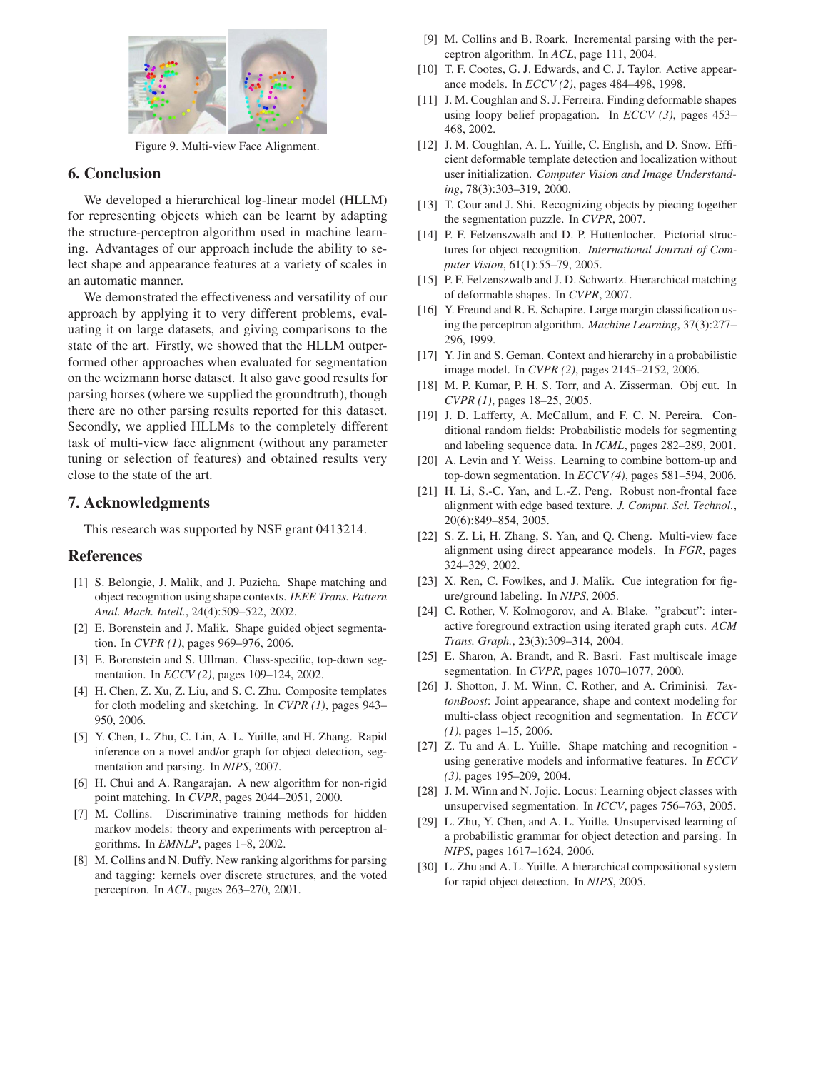Figure 9. Multi-view Face Alignment.

## 6. Conclusion

We developed a hierarchical log-linear model (HLLM) for representing objects which can be learnt by adapting the structure-perceptron algorithm used in machine learning. Advantages of our approach include the ability to select shape and appearance features at a variety of scales in an automatic manner.

We demonstrated the effectiveness and versatility of our approach by applying it to very different problems, evaluating it on large datasets, and giving comparisons to the state of the art. Firstly, we showed that the HLLM outperformed other approaches when evaluated for segmentation on the weizmann horse dataset. It also gave good results for parsing horses (where we supplied the groundtruth), though there are no other parsing results reported for this dataset. Secondly, we applied HLLMs to the completely different task of multi-view face alignment (without any parameter tuning or selection of features) and obtained results very close to the state of the art.

## 7. Acknowledgments

This research was supported by NSF grant 0413214.

## References

[1] S. Belongie, J. Malik, and J. Puzicha. Shape matching and object recognition using shape contexts. *IEEE Trans. Pattern Anal. Mach. Intell.*, 24(4):509–522, 2002.

[2] E. Borenstein and J. Malik. Shape guided object segmentation. In *CVPR (1)*, pages 969–976, 2006.

[3] E. Borenstein and S. Ullman. Class-specific, top-down segmentation. In *ECCV (2)*, pages 109–124, 2002.

[4] H. Chen, Z. Xu, Z. Liu, and S. C. Zhu. Composite templates for cloth modeling and sketching. In *CVPR (1)*, pages 943–950, 2006.

[5] Y. Chen, L. Zhu, C. Lin, A. L. Yuille, and H. Zhang. Rapid inference on a novel and/or graph for object detection, segmentation and parsing. In *NIPS*, 2007.

[6] H. Chui and A. Rangarajan. A new algorithm for non-rigid point matching. In *CVPR*, pages 2044–2051, 2000.

[7] M. Collins. Discriminative training methods for hidden markov models: theory and experiments with perceptron algorithms. In *EMNLP*, pages 1–8, 2002.

[8] M. Collins and N. Duffy. New ranking algorithms for parsing and tagging: kernels over discrete structures, and the voted perceptron. In *ACL*, pages 263–270, 2001.

[9] M. Collins and B. Roark. Incremental parsing with the perceptron algorithm. In *ACL*, page 111, 2004.

[10] T. F. Cootes, G. J. Edwards, and C. J. Taylor. Active appearance models. In *ECCV (2)*, pages 484–498, 1998.

[11] J. M. Coughlan and S. J. Ferreira. Finding deformable shapes using loopy belief propagation. In *ECCV (3)*, pages 453–468, 2002.

[12] J. M. Coughlan, A. L. Yuille, C. English, and D. Snow. Efficient deformable template detection and localization without user initialization. *Computer Vision and Image Understanding*, 78(3):303–319, 2000.

[13] T. Cour and J. Shi. Recognizing objects by piecing together the segmentation puzzle. In *CVPR*, 2007.

[14] P. F. Felzenszwalb and D. P. Huttenlocher. Pictorial structures for object recognition. *International Journal of Computer Vision*, 61(1):55–79, 2005.

[15] P. F. Felzenszwalb and J. D. Schwartz. Hierarchical matching of deformable shapes. In *CVPR*, 2007.

[16] Y. Freund and R. E. Schapire. Large margin classification using the perceptron algorithm. *Machine Learning*, 37(3):277–296, 1999.

[17] Y. Jin and S. Geman. Context and hierarchy in a probabilistic image model. In *CVPR (2)*, pages 2145–2152, 2006.

[18] M. P. Kumar, P. H. S. Torr, and A. Zisserman. Obj cut. In *CVPR (1)*, pages 18–25, 2005.

[19] J. D. Lafferty, A. McCallum, and F. C. N. Pereira. Conditional random fields: Probabilistic models for segmenting and labeling sequence data. In *ICML*, pages 282–289, 2001.

[20] A. Levin and Y. Weiss. Learning to combine bottom-up and top-down segmentation. In *ECCV (4)*, pages 581–594, 2006.

[21] H. Li, S.-C. Yan, and L.-Z. Peng. Robust non-frontal face alignment with edge based texture. *J. Comput. Sci. Technol.*, 20(6):849–854, 2005.

[22] S. Z. Li, H. Zhang, S. Yan, and Q. Cheng. Multi-view face alignment using direct appearance models. In *FGR*, pages 324–329, 2002.

[23] X. Ren, C. Fowlkes, and J. Malik. Cue integration for figure/ground labeling. In *NIPS*, 2005.

[24] C. Rother, V. Kolmogorov, and A. Blake. "grabcut": interactive foreground extraction using iterated graph cuts. *ACM Trans. Graph.*, 23(3):309–314, 2004.

[25] E. Sharon, A. Brandt, and R. Basri. Fast multiscale image segmentation. In *CVPR*, pages 1070–1077, 2000.

[26] J. Shotton, J. M. Winn, C. Rother, and A. Criminisi. *TextonBoost*: Joint appearance, shape and context modeling for multi-class object recognition and segmentation. In *ECCV (1)*, pages 1–15, 2006.

[27] Z. Tu and A. L. Yuille. Shape matching and recognition - using generative models and informative features. In *ECCV (3)*, pages 195–209, 2004.

[28] J. M. Winn and N. Jojic. Locus: Learning object classes with unsupervised segmentation. In *ICCV*, pages 756–763, 2005.

[29] L. Zhu, Y. Chen, and A. L. Yuille. Unsupervised learning of a probabilistic grammar for object detection and parsing. In *NIPS*, pages 1617–1624, 2006.

[30] L. Zhu and A. L. Yuille. A hierarchical compositional system for rapid object detection. In *NIPS*, 2005.